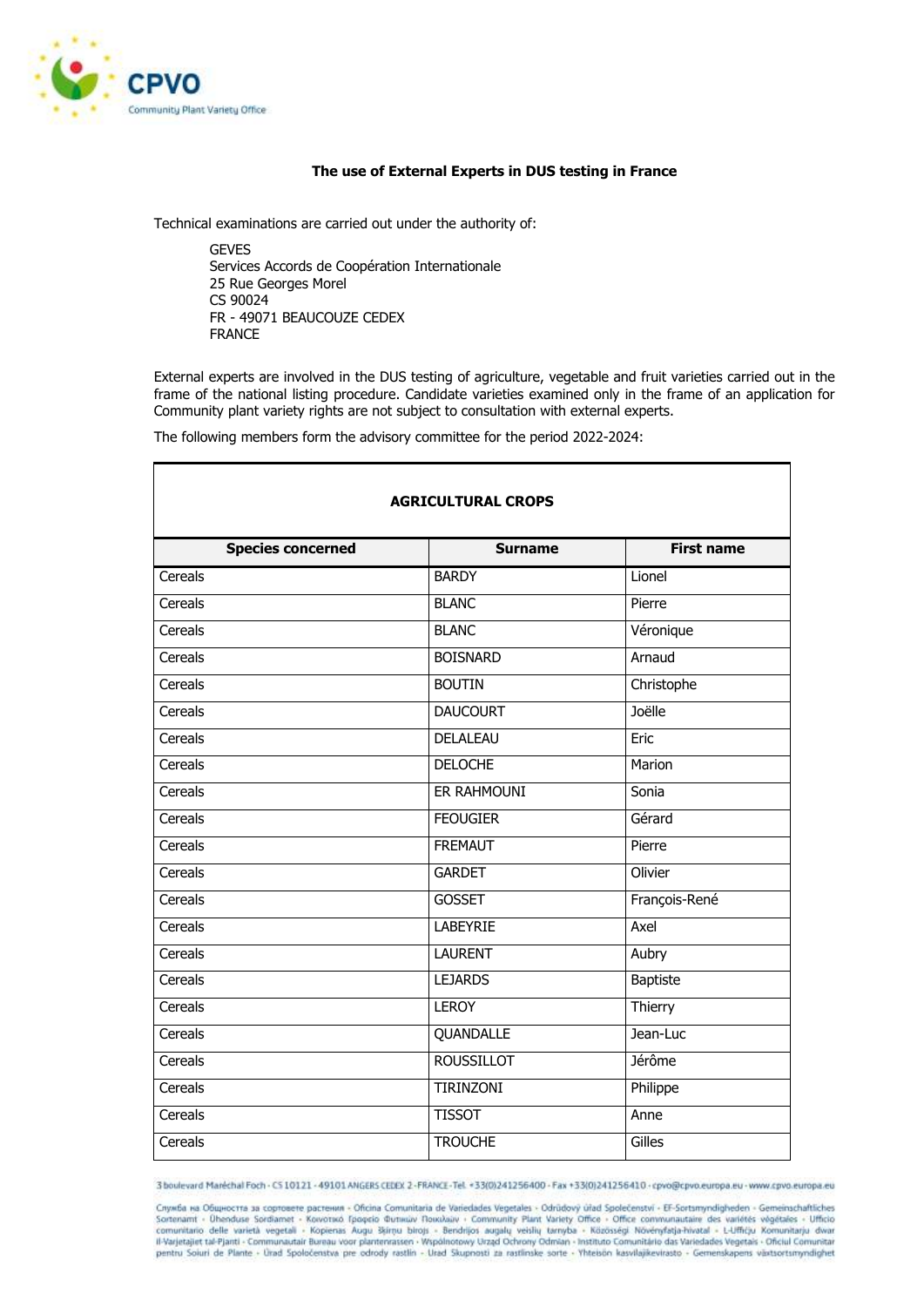**The use of External Experts in DUS testing in France**

Technical examinations are carried out under the authority of:

GEVES  
Services Accords de Coopération Internationale  
25 Rue Georges Morel  
CS 90024  
FR - 49071 BEAUCOUZE CEDEX  
FRANCE

External experts are involved in the DUS testing of agriculture, vegetable and fruit varieties carried out in the frame of the national listing procedure. Candidate varieties examined only in the frame of an application for Community plant variety rights are not subject to consultation with external experts.

The following members form the advisory committee for the period 2022-2024:

| AGRICULTURAL CROPS | | |
|---|---|---|
| **Species concerned** | **Surname** | **First name** |
| Cereals | BARDY | Lionel |
| Cereals | BLANC | Pierre |
| Cereals | BLANC | Véronique |
| Cereals | BOISNARD | Arnaud |
| Cereals | BOUTIN | Christophe |
| Cereals | DAUCOURT | Joëlle |
| Cereals | DELALEAU | Eric |
| Cereals | DELOCHE | Marion |
| Cereals | ER RAHMOUNI | Sonia |
| Cereals | FEOUGIER | Gérard |
| Cereals | FREMAUT | Pierre |
| Cereals | GARDET | Olivier |
| Cereals | GOSSET | François-René |
| Cereals | LABEYRIE | Axel |
| Cereals | LAURENT | Aubry |
| Cereals | LEJARDS | Baptiste |
| Cereals | LEROY | Thierry |
| Cereals | QUANDALLE | Jean-Luc |
| Cereals | ROUSSILLOT | Jérôme |
| Cereals | TIRINZONI | Philippe |
| Cereals | TISSOT | Anne |
| Cereals | TROUCHE | Gilles |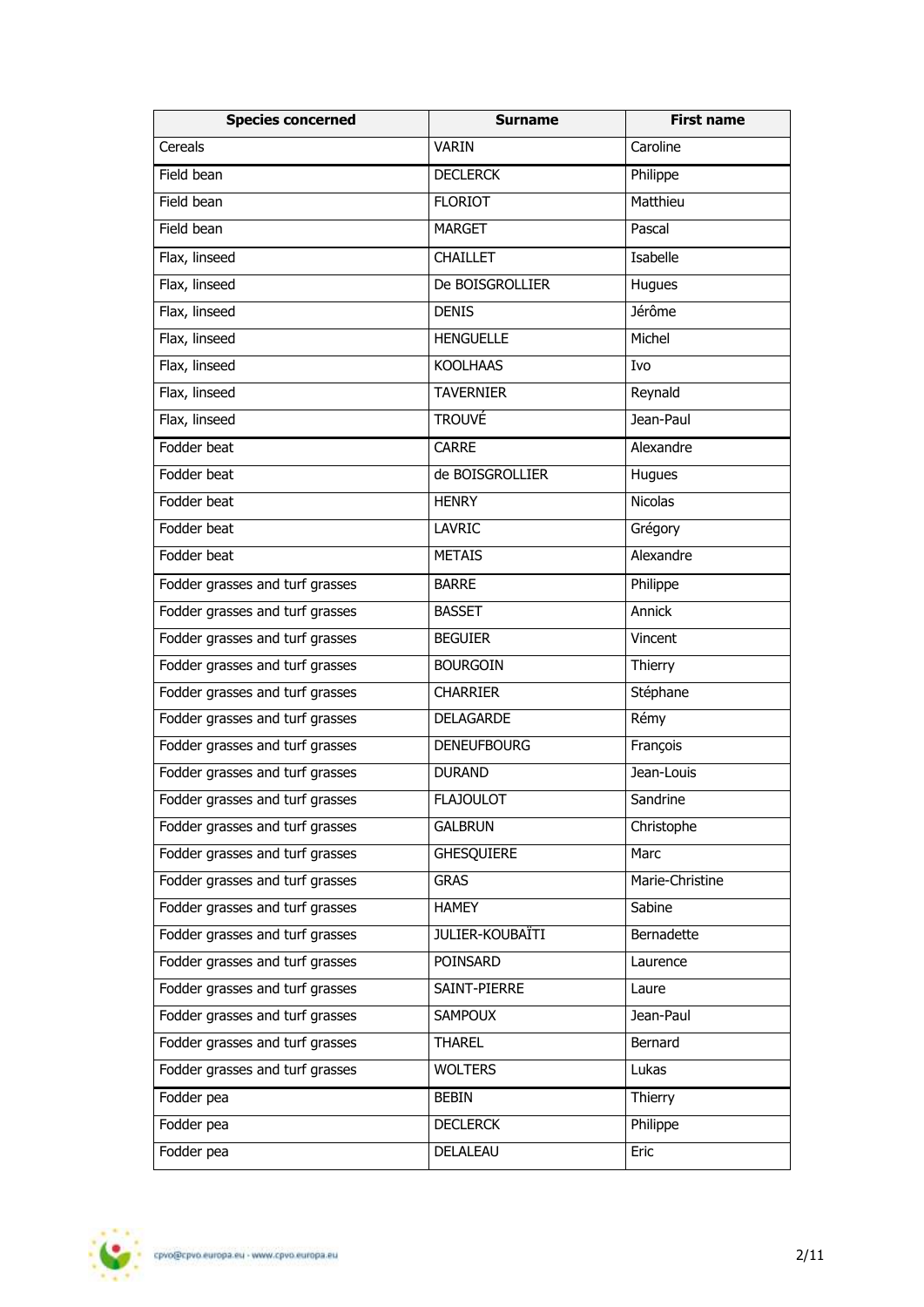| Species concerned | Surname | First name |
|---|---|---|
| Cereals | VARIN | Caroline |
| Field bean | DECLERCK | Philippe |
| Field bean | FLORIOT | Matthieu |
| Field bean | MARGET | Pascal |
| Flax, linseed | CHAILLET | Isabelle |
| Flax, linseed | De BOISGROLLIER | Hugues |
| Flax, linseed | DENIS | Jérôme |
| Flax, linseed | HENGUELLE | Michel |
| Flax, linseed | KOOLHAAS | Ivo |
| Flax, linseed | TAVERNIER | Reynald |
| Flax, linseed | TROUVÉ | Jean-Paul |
| Fodder beat | CARRE | Alexandre |
| Fodder beat | de BOISGROLLIER | Hugues |
| Fodder beat | HENRY | Nicolas |
| Fodder beat | LAVRIC | Grégory |
| Fodder beat | METAIS | Alexandre |
| Fodder grasses and turf grasses | BARRE | Philippe |
| Fodder grasses and turf grasses | BASSET | Annick |
| Fodder grasses and turf grasses | BEGUIER | Vincent |
| Fodder grasses and turf grasses | BOURGOIN | Thierry |
| Fodder grasses and turf grasses | CHARRIER | Stéphane |
| Fodder grasses and turf grasses | DELAGARDE | Rémy |
| Fodder grasses and turf grasses | DENEUFBOURG | François |
| Fodder grasses and turf grasses | DURAND | Jean-Louis |
| Fodder grasses and turf grasses | FLAJOULOT | Sandrine |
| Fodder grasses and turf grasses | GALBRUN | Christophe |
| Fodder grasses and turf grasses | GHESQUIERE | Marc |
| Fodder grasses and turf grasses | GRAS | Marie-Christine |
| Fodder grasses and turf grasses | HAMEY | Sabine |
| Fodder grasses and turf grasses | JULIER-KOUBAÏTI | Bernadette |
| Fodder grasses and turf grasses | POINSARD | Laurence |
| Fodder grasses and turf grasses | SAINT-PIERRE | Laure |
| Fodder grasses and turf grasses | SAMPOUX | Jean-Paul |
| Fodder grasses and turf grasses | THAREL | Bernard |
| Fodder grasses and turf grasses | WOLTERS | Lukas |
| Fodder pea | BEBIN | Thierry |
| Fodder pea | DECLERCK | Philippe |
| Fodder pea | DELALEAU | Eric |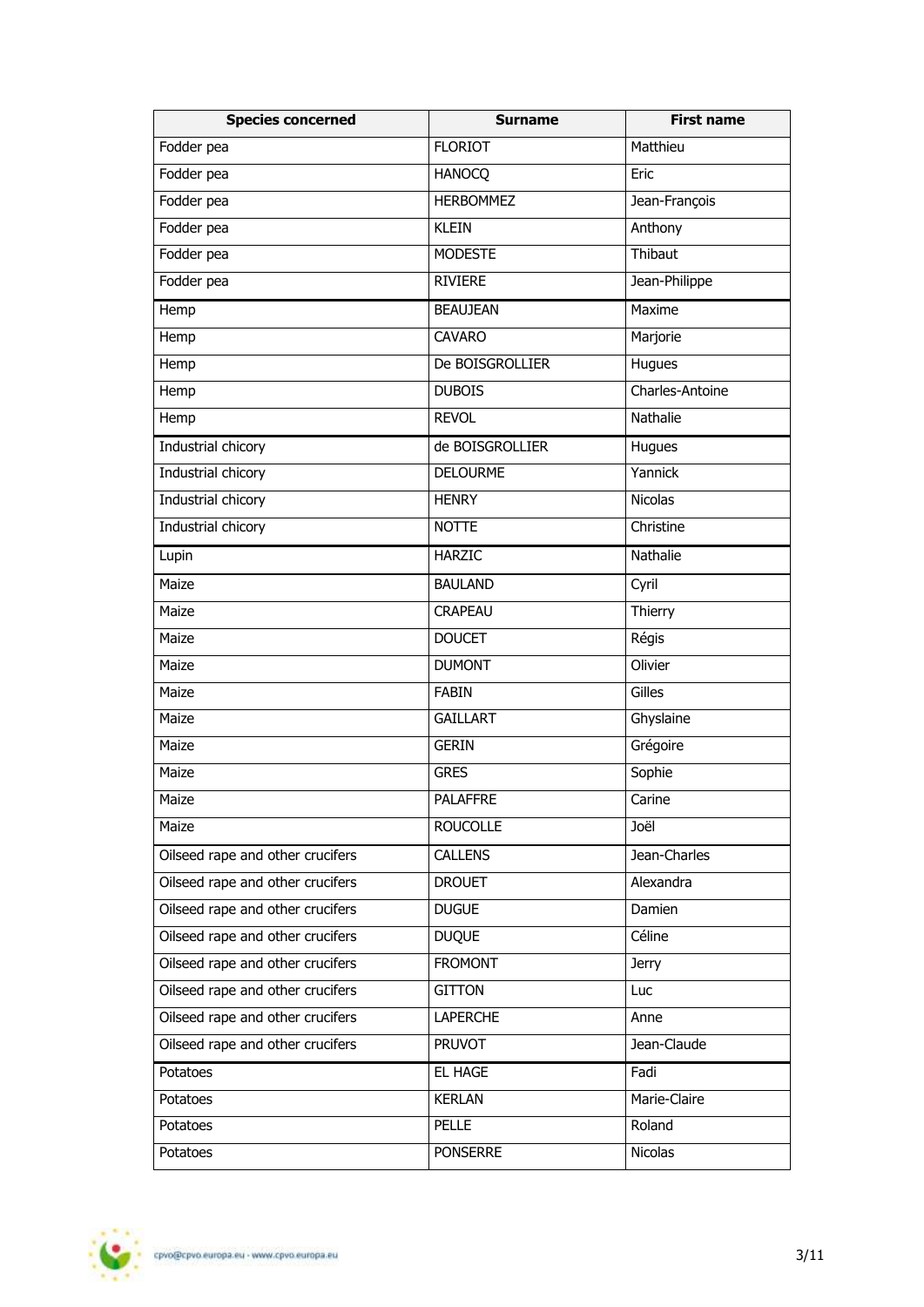| Species concerned | Surname | First name |
| --- | --- | --- |
| Fodder pea | FLORIOT | Matthieu |
| Fodder pea | HANOCQ | Eric |
| Fodder pea | HERBOMMEZ | Jean-François |
| Fodder pea | KLEIN | Anthony |
| Fodder pea | MODESTE | Thibaut |
| Fodder pea | RIVIERE | Jean-Philippe |
| Hemp | BEAUJEAN | Maxime |
| Hemp | CAVARO | Marjorie |
| Hemp | De BOISGROLLIER | Hugues |
| Hemp | DUBOIS | Charles-Antoine |
| Hemp | REVOL | Nathalie |
| Industrial chicory | de BOISGROLLIER | Hugues |
| Industrial chicory | DELOURME | Yannick |
| Industrial chicory | HENRY | Nicolas |
| Industrial chicory | NOTTE | Christine |
| Lupin | HARZIC | Nathalie |
| Maize | BAULAND | Cyril |
| Maize | CRAPEAU | Thierry |
| Maize | DOUCET | Régis |
| Maize | DUMONT | Olivier |
| Maize | FABIN | Gilles |
| Maize | GAILLART | Ghyslaine |
| Maize | GERIN | Grégoire |
| Maize | GRES | Sophie |
| Maize | PALAFFRE | Carine |
| Maize | ROUCOLLE | Joël |
| Oilseed rape and other crucifers | CALLENS | Jean-Charles |
| Oilseed rape and other crucifers | DROUET | Alexandra |
| Oilseed rape and other crucifers | DUGUE | Damien |
| Oilseed rape and other crucifers | DUQUE | Céline |
| Oilseed rape and other crucifers | FROMONT | Jerry |
| Oilseed rape and other crucifers | GITTON | Luc |
| Oilseed rape and other crucifers | LAPERCHE | Anne |
| Oilseed rape and other crucifers | PRUVOT | Jean-Claude |
| Potatoes | EL HAGE | Fadi |
| Potatoes | KERLAN | Marie-Claire |
| Potatoes | PELLE | Roland |
| Potatoes | PONSERRE | Nicolas |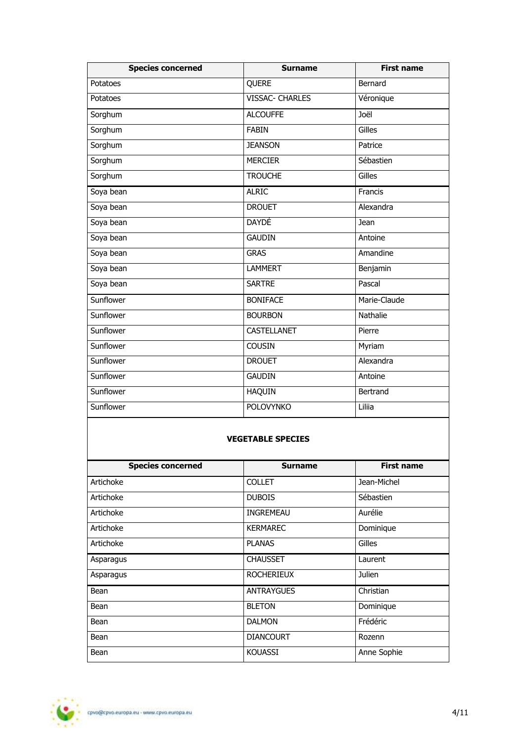| Species concerned | Surname | First name |
|---|---|---|
| Potatoes | QUERE | Bernard |
| Potatoes | VISSAC- CHARLES | Véronique |
| Sorghum | ALCOUFFE | Joël |
| Sorghum | FABIN | Gilles |
| Sorghum | JEANSON | Patrice |
| Sorghum | MERCIER | Sébastien |
| Sorghum | TROUCHE | Gilles |
| Soya bean | ALRIC | Francis |
| Soya bean | DROUET | Alexandra |
| Soya bean | DAYDÉ | Jean |
| Soya bean | GAUDIN | Antoine |
| Soya bean | GRAS | Amandine |
| Soya bean | LAMMERT | Benjamin |
| Soya bean | SARTRE | Pascal |
| Sunflower | BONIFACE | Marie-Claude |
| Sunflower | BOURBON | Nathalie |
| Sunflower | CASTELLANET | Pierre |
| Sunflower | COUSIN | Myriam |
| Sunflower | DROUET | Alexandra |
| Sunflower | GAUDIN | Antoine |
| Sunflower | HAQUIN | Bertrand |
| Sunflower | POLOVYNKO | Liliia |

**VEGETABLE SPECIES**

| Species concerned | Surname | First name |
|---|---|---|
| Artichoke | COLLET | Jean-Michel |
| Artichoke | DUBOIS | Sébastien |
| Artichoke | INGREMEAU | Aurélie |
| Artichoke | KERMAREC | Dominique |
| Artichoke | PLANAS | Gilles |
| Asparagus | CHAUSSET | Laurent |
| Asparagus | ROCHERIEUX | Julien |
| Bean | ANTRAYGUES | Christian |
| Bean | BLETON | Dominique |
| Bean | DALMON | Frédéric |
| Bean | DIANCOURT | Rozenn |
| Bean | KOUASSI | Anne Sophie |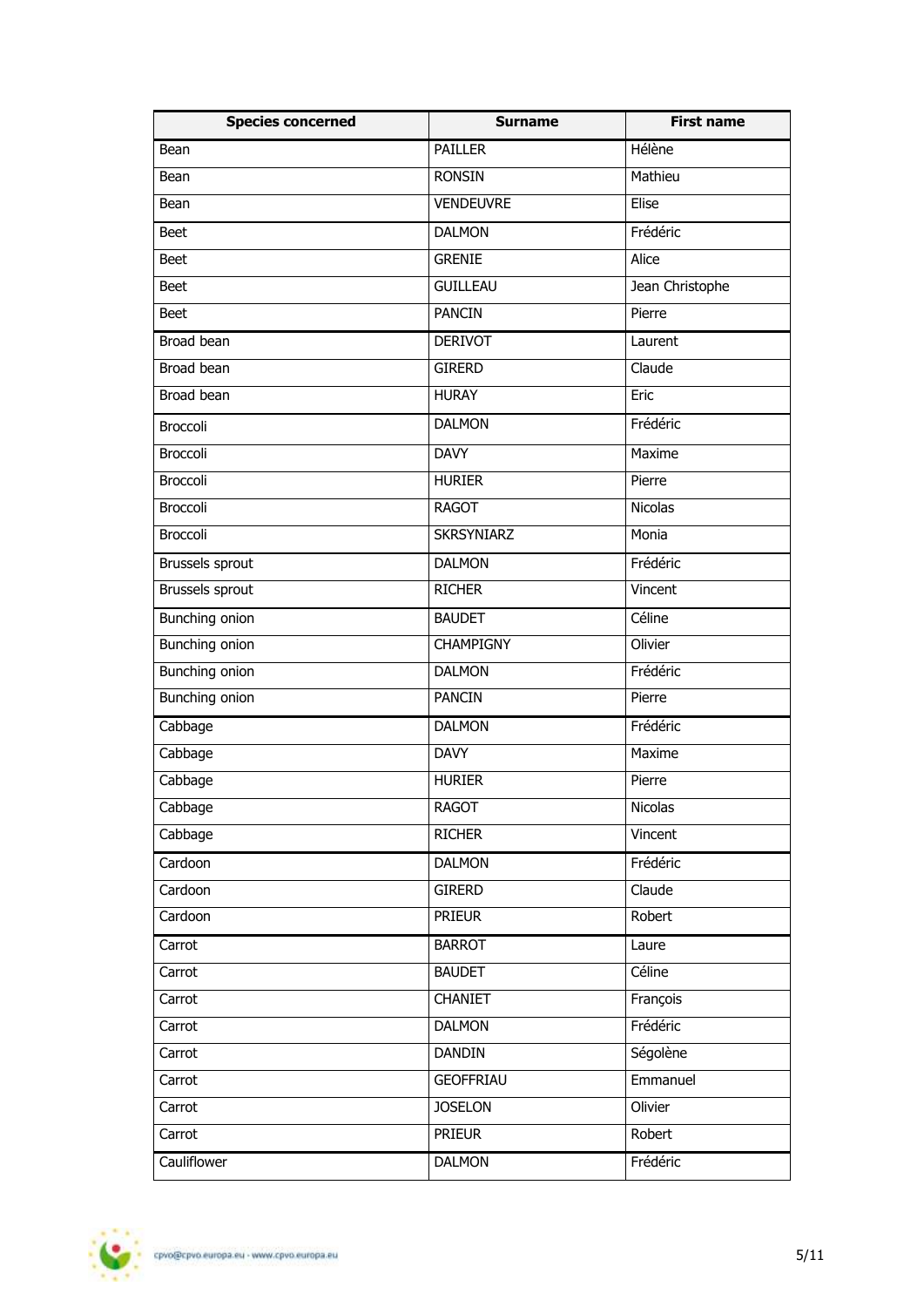| Species concerned | Surname | First name |
|---|---|---|
| Bean | PAILLER | Hélène |
| Bean | RONSIN | Mathieu |
| Bean | VENDEUVRE | Elise |
| Beet | DALMON | Frédéric |
| Beet | GRENIE | Alice |
| Beet | GUILLEAU | Jean Christophe |
| Beet | PANCIN | Pierre |
| Broad bean | DERIVOT | Laurent |
| Broad bean | GIRERD | Claude |
| Broad bean | HURAY | Eric |
| Broccoli | DALMON | Frédéric |
| Broccoli | DAVY | Maxime |
| Broccoli | HURIER | Pierre |
| Broccoli | RAGOT | Nicolas |
| Broccoli | SKRSYNIARZ | Monia |
| Brussels sprout | DALMON | Frédéric |
| Brussels sprout | RICHER | Vincent |
| Bunching onion | BAUDET | Céline |
| Bunching onion | CHAMPIGNY | Olivier |
| Bunching onion | DALMON | Frédéric |
| Bunching onion | PANCIN | Pierre |
| Cabbage | DALMON | Frédéric |
| Cabbage | DAVY | Maxime |
| Cabbage | HURIER | Pierre |
| Cabbage | RAGOT | Nicolas |
| Cabbage | RICHER | Vincent |
| Cardoon | DALMON | Frédéric |
| Cardoon | GIRERD | Claude |
| Cardoon | PRIEUR | Robert |
| Carrot | BARROT | Laure |
| Carrot | BAUDET | Céline |
| Carrot | CHANIET | François |
| Carrot | DALMON | Frédéric |
| Carrot | DANDIN | Ségolène |
| Carrot | GEOFFRIAU | Emmanuel |
| Carrot | JOSELON | Olivier |
| Carrot | PRIEUR | Robert |
| Cauliflower | DALMON | Frédéric |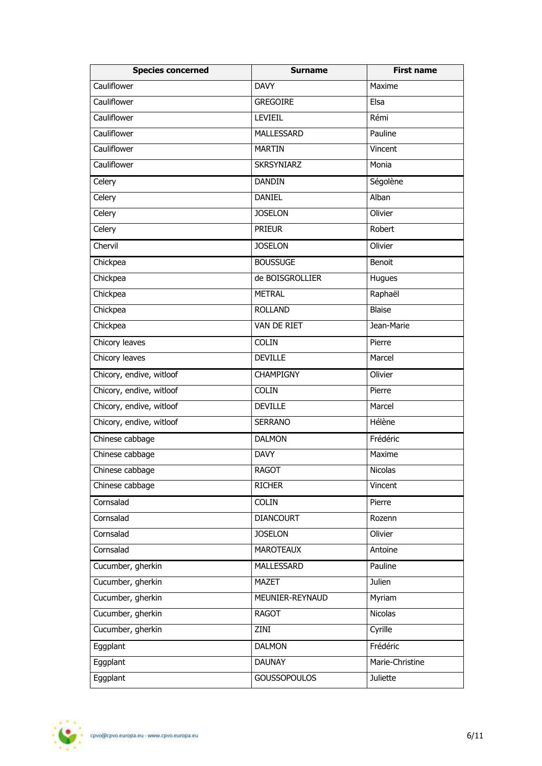| Species concerned | Surname | First name |
|---|---|---|
| Cauliflower | DAVY | Maxime |
| Cauliflower | GREGOIRE | Elsa |
| Cauliflower | LEVIEIL | Rémi |
| Cauliflower | MALLESSARD | Pauline |
| Cauliflower | MARTIN | Vincent |
| Cauliflower | SKRSYNIARZ | Monia |
| Celery | DANDIN | Ségolène |
| Celery | DANIEL | Alban |
| Celery | JOSELON | Olivier |
| Celery | PRIEUR | Robert |
| Chervil | JOSELON | Olivier |
| Chickpea | BOUSSUGE | Benoit |
| Chickpea | de BOISGROLLIER | Hugues |
| Chickpea | METRAL | Raphaël |
| Chickpea | ROLLAND | Blaise |
| Chickpea | VAN DE RIET | Jean-Marie |
| Chicory leaves | COLIN | Pierre |
| Chicory leaves | DEVILLE | Marcel |
| Chicory, endive, witloof | CHAMPIGNY | Olivier |
| Chicory, endive, witloof | COLIN | Pierre |
| Chicory, endive, witloof | DEVILLE | Marcel |
| Chicory, endive, witloof | SERRANO | Hélène |
| Chinese cabbage | DALMON | Frédéric |
| Chinese cabbage | DAVY | Maxime |
| Chinese cabbage | RAGOT | Nicolas |
| Chinese cabbage | RICHER | Vincent |
| Cornsalad | COLIN | Pierre |
| Cornsalad | DIANCOURT | Rozenn |
| Cornsalad | JOSELON | Olivier |
| Cornsalad | MAROTEAUX | Antoine |
| Cucumber, gherkin | MALLESSARD | Pauline |
| Cucumber, gherkin | MAZET | Julien |
| Cucumber, gherkin | MEUNIER-REYNAUD | Myriam |
| Cucumber, gherkin | RAGOT | Nicolas |
| Cucumber, gherkin | ZINI | Cyrille |
| Eggplant | DALMON | Frédéric |
| Eggplant | DAUNAY | Marie-Christine |
| Eggplant | GOUSSOPOULOS | Juliette |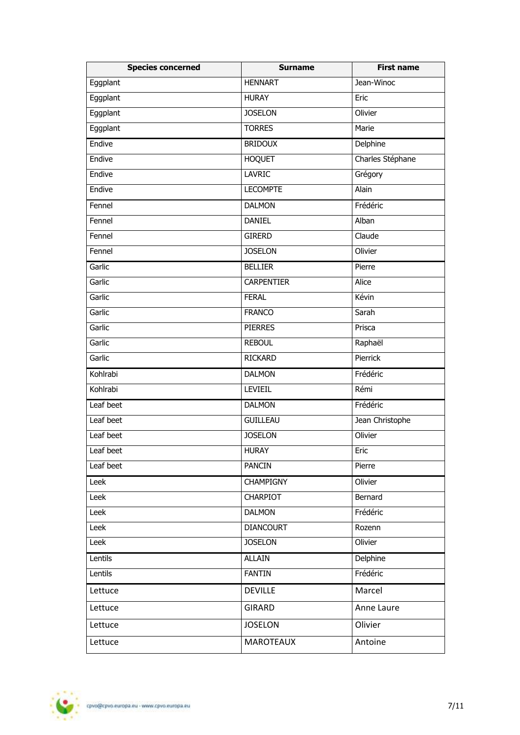| Species concerned | Surname | First name |
|---|---|---|
| Eggplant | HENNART | Jean-Winoc |
| Eggplant | HURAY | Eric |
| Eggplant | JOSELON | Olivier |
| Eggplant | TORRES | Marie |
| Endive | BRIDOUX | Delphine |
| Endive | HOQUET | Charles Stéphane |
| Endive | LAVRIC | Grégory |
| Endive | LECOMPTE | Alain |
| Fennel | DALMON | Frédéric |
| Fennel | DANIEL | Alban |
| Fennel | GIRERD | Claude |
| Fennel | JOSELON | Olivier |
| Garlic | BELLIER | Pierre |
| Garlic | CARPENTIER | Alice |
| Garlic | FERAL | Kévin |
| Garlic | FRANCO | Sarah |
| Garlic | PIERRES | Prisca |
| Garlic | REBOUL | Raphaël |
| Garlic | RICKARD | Pierrick |
| Kohlrabi | DALMON | Frédéric |
| Kohlrabi | LEVIEIL | Rémi |
| Leaf beet | DALMON | Frédéric |
| Leaf beet | GUILLEAU | Jean Christophe |
| Leaf beet | JOSELON | Olivier |
| Leaf beet | HURAY | Eric |
| Leaf beet | PANCIN | Pierre |
| Leek | CHAMPIGNY | Olivier |
| Leek | CHARPIOT | Bernard |
| Leek | DALMON | Frédéric |
| Leek | DIANCOURT | Rozenn |
| Leek | JOSELON | Olivier |
| Lentils | ALLAIN | Delphine |
| Lentils | FANTIN | Frédéric |
| Lettuce | DEVILLE | Marcel |
| Lettuce | GIRARD | Anne Laure |
| Lettuce | JOSELON | Olivier |
| Lettuce | MAROTEAUX | Antoine |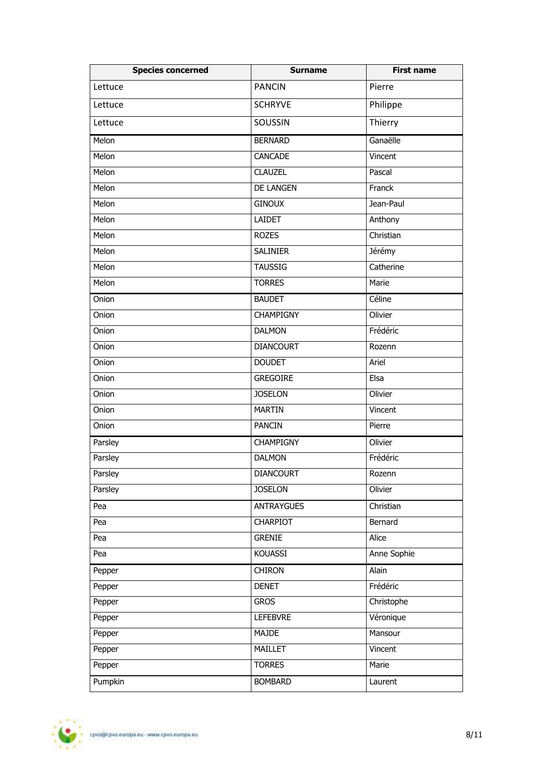| Species concerned | Surname | First name |
|---|---|---|
| Lettuce | PANCIN | Pierre |
| Lettuce | SCHRYVE | Philippe |
| Lettuce | SOUSSIN | Thierry |
| Melon | BERNARD | Ganaëlle |
| Melon | CANCADE | Vincent |
| Melon | CLAUZEL | Pascal |
| Melon | DE LANGEN | Franck |
| Melon | GINOUX | Jean-Paul |
| Melon | LAIDET | Anthony |
| Melon | ROZES | Christian |
| Melon | SALINIER | Jérémy |
| Melon | TAUSSIG | Catherine |
| Melon | TORRES | Marie |
| Onion | BAUDET | Céline |
| Onion | CHAMPIGNY | Olivier |
| Onion | DALMON | Frédéric |
| Onion | DIANCOURT | Rozenn |
| Onion | DOUDET | Ariel |
| Onion | GREGOIRE | Elsa |
| Onion | JOSELON | Olivier |
| Onion | MARTIN | Vincent |
| Onion | PANCIN | Pierre |
| Parsley | CHAMPIGNY | Olivier |
| Parsley | DALMON | Frédéric |
| Parsley | DIANCOURT | Rozenn |
| Parsley | JOSELON | Olivier |
| Pea | ANTRAYGUES | Christian |
| Pea | CHARPIOT | Bernard |
| Pea | GRENIE | Alice |
| Pea | KOUASSI | Anne Sophie |
| Pepper | CHIRON | Alain |
| Pepper | DENET | Frédéric |
| Pepper | GROS | Christophe |
| Pepper | LEFEBVRE | Véronique |
| Pepper | MAJDE | Mansour |
| Pepper | MAILLET | Vincent |
| Pepper | TORRES | Marie |
| Pumpkin | BOMBARD | Laurent |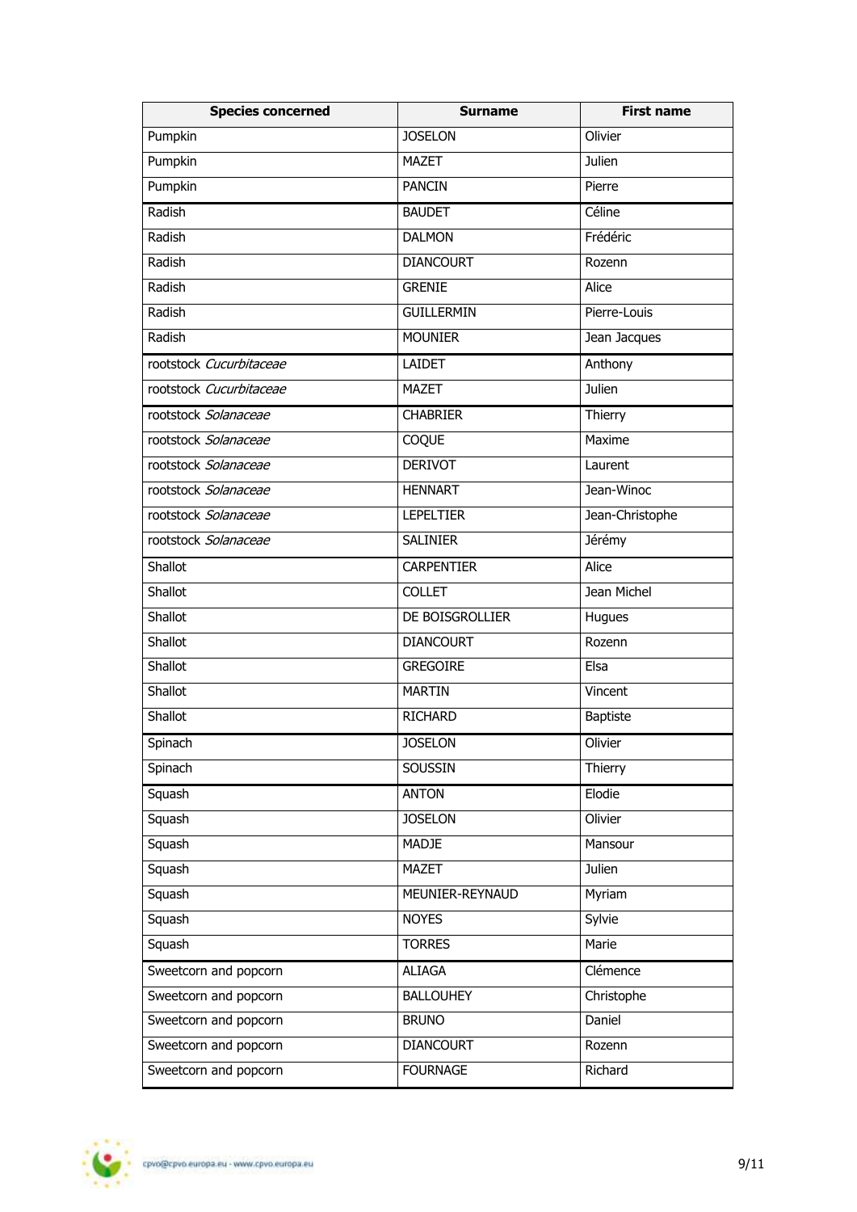| Species concerned | Surname | First name |
| --- | --- | --- |
| Pumpkin | JOSELON | Olivier |
| Pumpkin | MAZET | Julien |
| Pumpkin | PANCIN | Pierre |
| Radish | BAUDET | Céline |
| Radish | DALMON | Frédéric |
| Radish | DIANCOURT | Rozenn |
| Radish | GRENIE | Alice |
| Radish | GUILLERMIN | Pierre-Louis |
| Radish | MOUNIER | Jean Jacques |
| rootstock *Cucurbitaceae* | LAIDET | Anthony |
| rootstock *Cucurbitaceae* | MAZET | Julien |
| rootstock *Solanaceae* | CHABRIER | Thierry |
| rootstock *Solanaceae* | COQUE | Maxime |
| rootstock *Solanaceae* | DERIVOT | Laurent |
| rootstock *Solanaceae* | HENNART | Jean-Winoc |
| rootstock *Solanaceae* | LEPELTIER | Jean-Christophe |
| rootstock *Solanaceae* | SALINIER | Jérémy |
| Shallot | CARPENTIER | Alice |
| Shallot | COLLET | Jean Michel |
| Shallot | DE BOISGROLLIER | Hugues |
| Shallot | DIANCOURT | Rozenn |
| Shallot | GREGOIRE | Elsa |
| Shallot | MARTIN | Vincent |
| Shallot | RICHARD | Baptiste |
| Spinach | JOSELON | Olivier |
| Spinach | SOUSSIN | Thierry |
| Squash | ANTON | Elodie |
| Squash | JOSELON | Olivier |
| Squash | MADJE | Mansour |
| Squash | MAZET | Julien |
| Squash | MEUNIER-REYNAUD | Myriam |
| Squash | NOYES | Sylvie |
| Squash | TORRES | Marie |
| Sweetcorn and popcorn | ALIAGA | Clémence |
| Sweetcorn and popcorn | BALLOUHEY | Christophe |
| Sweetcorn and popcorn | BRUNO | Daniel |
| Sweetcorn and popcorn | DIANCOURT | Rozenn |
| Sweetcorn and popcorn | FOURNAGE | Richard |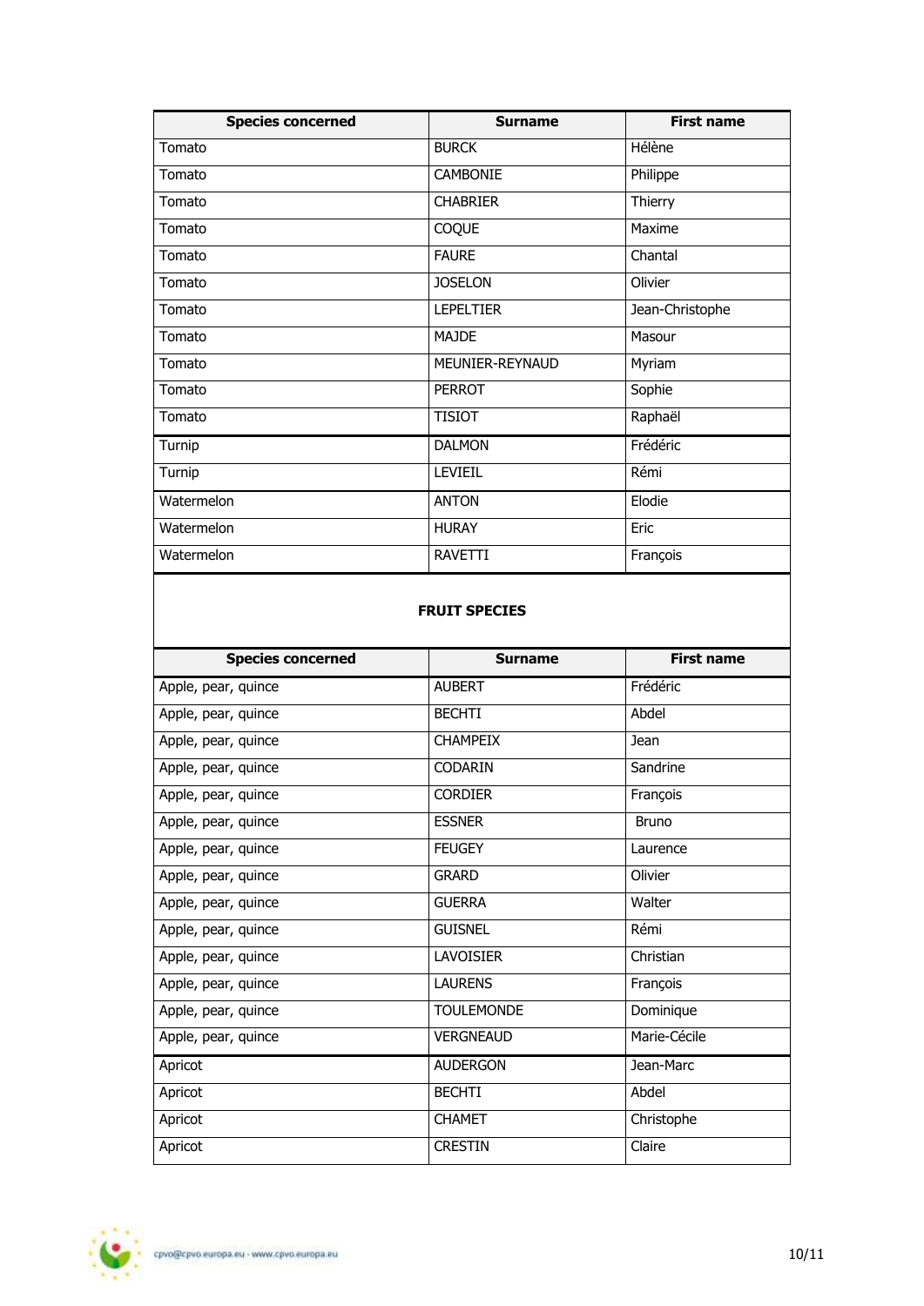| Species concerned | Surname | First name |
|---|---|---|
| Tomato | BURCK | Hélène |
| Tomato | CAMBONIE | Philippe |
| Tomato | CHABRIER | Thierry |
| Tomato | COQUE | Maxime |
| Tomato | FAURE | Chantal |
| Tomato | JOSELON | Olivier |
| Tomato | LEPELTIER | Jean-Christophe |
| Tomato | MAJDE | Masour |
| Tomato | MEUNIER-REYNAUD | Myriam |
| Tomato | PERROT | Sophie |
| Tomato | TISIOT | Raphaël |
| Turnip | DALMON | Frédéric |
| Turnip | LEVIEIL | Rémi |
| Watermelon | ANTON | Elodie |
| Watermelon | HURAY | Eric |
| Watermelon | RAVETTI | François |

**FRUIT SPECIES**

| Species concerned | Surname | First name |
|---|---|---|
| Apple, pear, quince | AUBERT | Frédéric |
| Apple, pear, quince | BECHTI | Abdel |
| Apple, pear, quince | CHAMPEIX | Jean |
| Apple, pear, quince | CODARIN | Sandrine |
| Apple, pear, quince | CORDIER | François |
| Apple, pear, quince | ESSNER | Bruno |
| Apple, pear, quince | FEUGEY | Laurence |
| Apple, pear, quince | GRARD | Olivier |
| Apple, pear, quince | GUERRA | Walter |
| Apple, pear, quince | GUISNEL | Rémi |
| Apple, pear, quince | LAVOISIER | Christian |
| Apple, pear, quince | LAURENS | François |
| Apple, pear, quince | TOULEMONDE | Dominique |
| Apple, pear, quince | VERGNEAUD | Marie-Cécile |
| Apricot | AUDERGON | Jean-Marc |
| Apricot | BECHTI | Abdel |
| Apricot | CHAMET | Christophe |
| Apricot | CRESTIN | Claire |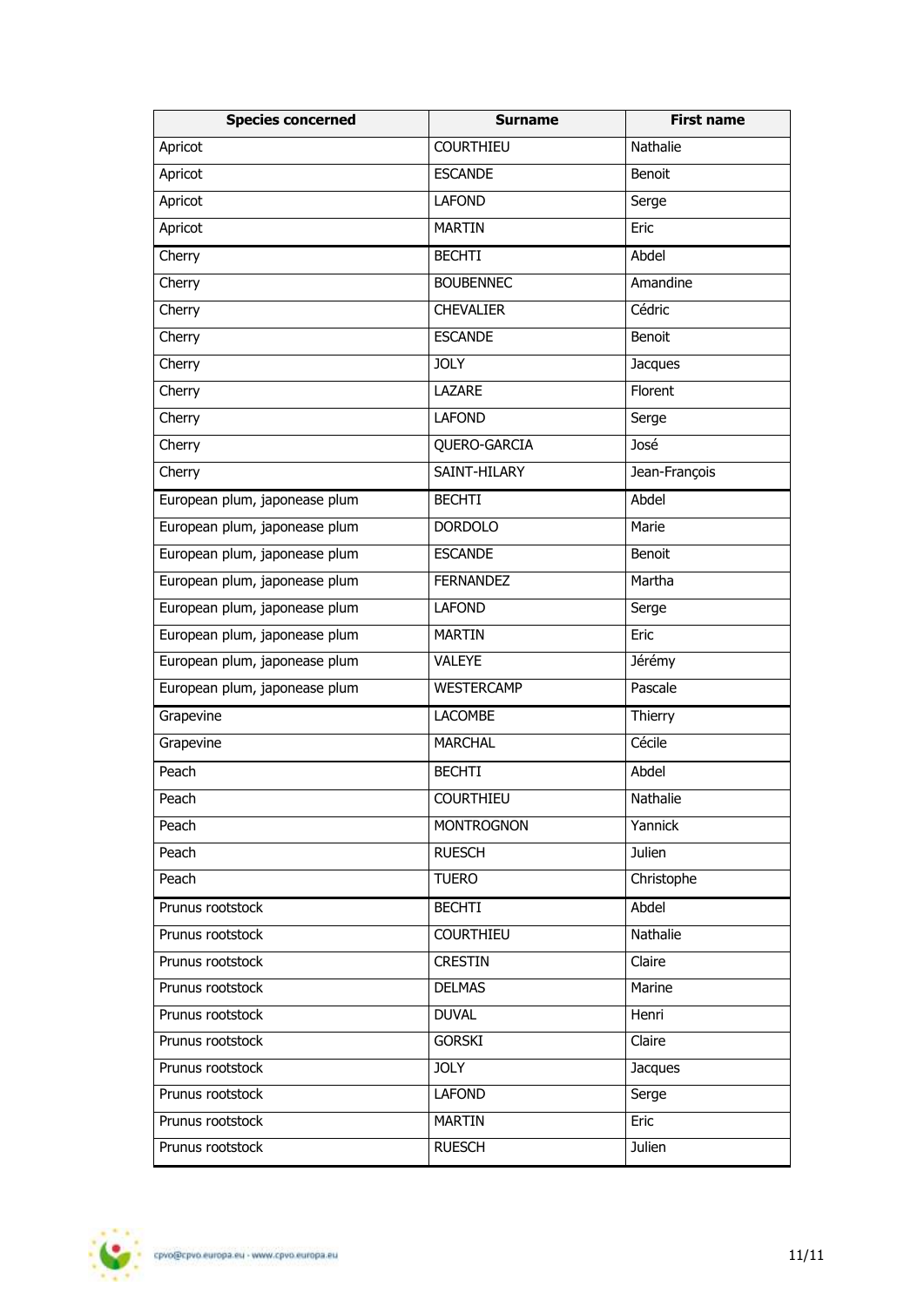| Species concerned | Surname | First name |
|---|---|---|
| Apricot | COURTHIEU | Nathalie |
| Apricot | ESCANDE | Benoit |
| Apricot | LAFOND | Serge |
| Apricot | MARTIN | Eric |
| Cherry | BECHTI | Abdel |
| Cherry | BOUBENNEC | Amandine |
| Cherry | CHEVALIER | Cédric |
| Cherry | ESCANDE | Benoit |
| Cherry | JOLY | Jacques |
| Cherry | LAZARE | Florent |
| Cherry | LAFOND | Serge |
| Cherry | QUERO-GARCIA | José |
| Cherry | SAINT-HILARY | Jean-François |
| European plum, japonease plum | BECHTI | Abdel |
| European plum, japonease plum | DORDOLO | Marie |
| European plum, japonease plum | ESCANDE | Benoit |
| European plum, japonease plum | FERNANDEZ | Martha |
| European plum, japonease plum | LAFOND | Serge |
| European plum, japonease plum | MARTIN | Eric |
| European plum, japonease plum | VALEYE | Jérémy |
| European plum, japonease plum | WESTERCAMP | Pascale |
| Grapevine | LACOMBE | Thierry |
| Grapevine | MARCHAL | Cécile |
| Peach | BECHTI | Abdel |
| Peach | COURTHIEU | Nathalie |
| Peach | MONTROGNON | Yannick |
| Peach | RUESCH | Julien |
| Peach | TUERO | Christophe |
| Prunus rootstock | BECHTI | Abdel |
| Prunus rootstock | COURTHIEU | Nathalie |
| Prunus rootstock | CRESTIN | Claire |
| Prunus rootstock | DELMAS | Marine |
| Prunus rootstock | DUVAL | Henri |
| Prunus rootstock | GORSKI | Claire |
| Prunus rootstock | JOLY | Jacques |
| Prunus rootstock | LAFOND | Serge |
| Prunus rootstock | MARTIN | Eric |
| Prunus rootstock | RUESCH | Julien |